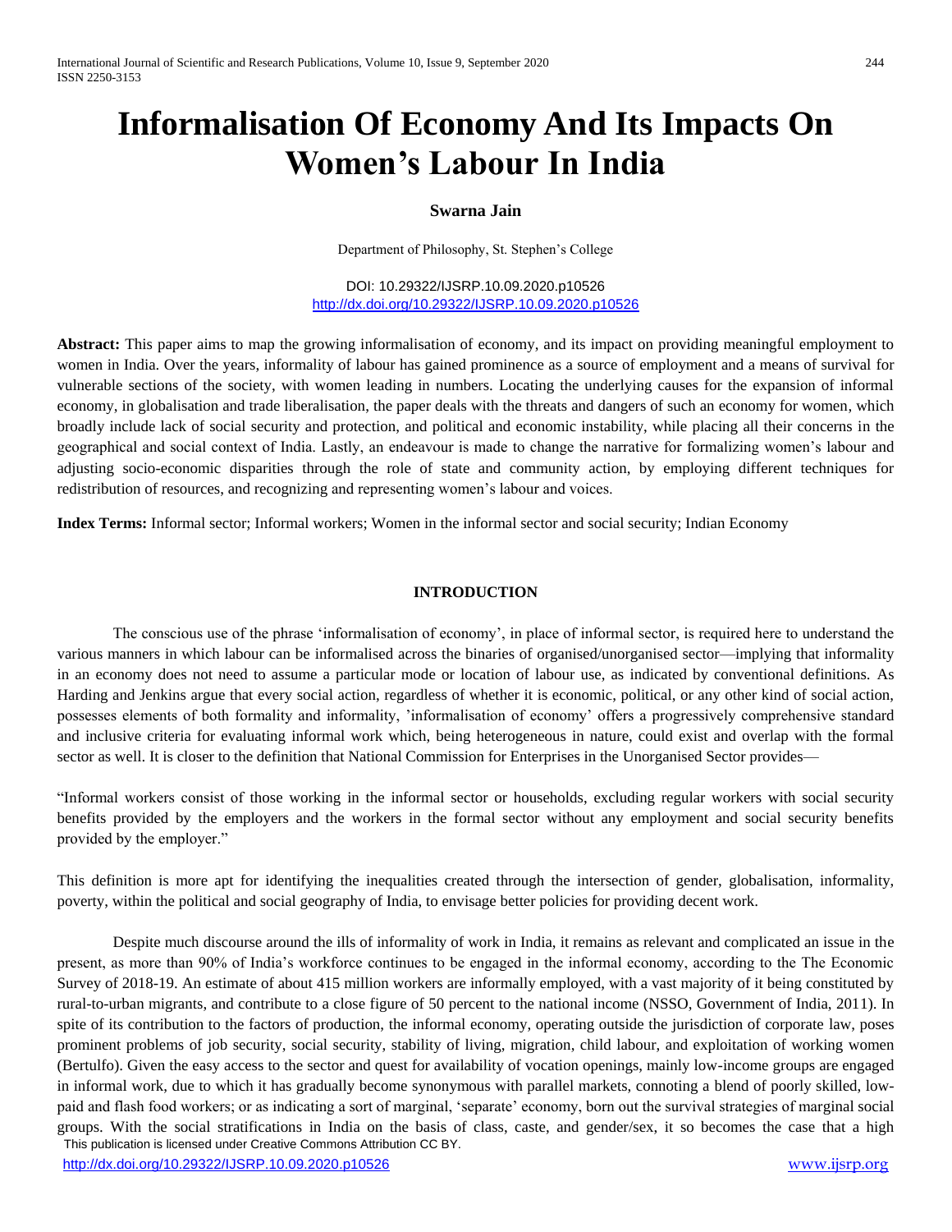# Informalisation Of Economy And Its Impacts On Women's Labour In India

**Swarna Jain**

Department of Philosophy, St. Stephen's College

DOI: 10.29322/IJSRP.10.09.2020.p10526
http://dx.doi.org/10.29322/IJSRP.10.09.2020.p10526

**Abstract:** This paper aims to map the growing informalisation of economy, and its impact on providing meaningful employment to women in India. Over the years, informality of labour has gained prominence as a source of employment and a means of survival for vulnerable sections of the society, with women leading in numbers. Locating the underlying causes for the expansion of informal economy, in globalisation and trade liberalisation, the paper deals with the threats and dangers of such an economy for women, which broadly include lack of social security and protection, and political and economic instability, while placing all their concerns in the geographical and social context of India. Lastly, an endeavour is made to change the narrative for formalizing women's labour and adjusting socio-economic disparities through the role of state and community action, by employing different techniques for redistribution of resources, and recognizing and representing women's labour and voices.

**Index Terms:** Informal sector; Informal workers; Women in the informal sector and social security; Indian Economy

## INTRODUCTION

The conscious use of the phrase 'informalisation of economy', in place of informal sector, is required here to understand the various manners in which labour can be informalised across the binaries of organised/unorganised sector—implying that informality in an economy does not need to assume a particular mode or location of labour use, as indicated by conventional definitions. As Harding and Jenkins argue that every social action, regardless of whether it is economic, political, or any other kind of social action, possesses elements of both formality and informality, 'informalisation of economy' offers a progressively comprehensive standard and inclusive criteria for evaluating informal work which, being heterogeneous in nature, could exist and overlap with the formal sector as well. It is closer to the definition that National Commission for Enterprises in the Unorganised Sector provides—

"Informal workers consist of those working in the informal sector or households, excluding regular workers with social security benefits provided by the employers and the workers in the formal sector without any employment and social security benefits provided by the employer."

This definition is more apt for identifying the inequalities created through the intersection of gender, globalisation, informality, poverty, within the political and social geography of India, to envisage better policies for providing decent work.

Despite much discourse around the ills of informality of work in India, it remains as relevant and complicated an issue in the present, as more than 90% of India's workforce continues to be engaged in the informal economy, according to the The Economic Survey of 2018-19. An estimate of about 415 million workers are informally employed, with a vast majority of it being constituted by rural-to-urban migrants, and contribute to a close figure of 50 percent to the national income (NSSO, Government of India, 2011). In spite of its contribution to the factors of production, the informal economy, operating outside the jurisdiction of corporate law, poses prominent problems of job security, social security, stability of living, migration, child labour, and exploitation of working women (Bertulfo). Given the easy access to the sector and quest for availability of vocation openings, mainly low-income groups are engaged in informal work, due to which it has gradually become synonymous with parallel markets, connoting a blend of poorly skilled, low-paid and flash food workers; or as indicating a sort of marginal, 'separate' economy, born out the survival strategies of marginal social groups. With the social stratifications in India on the basis of class, caste, and gender/sex, it so becomes the case that a high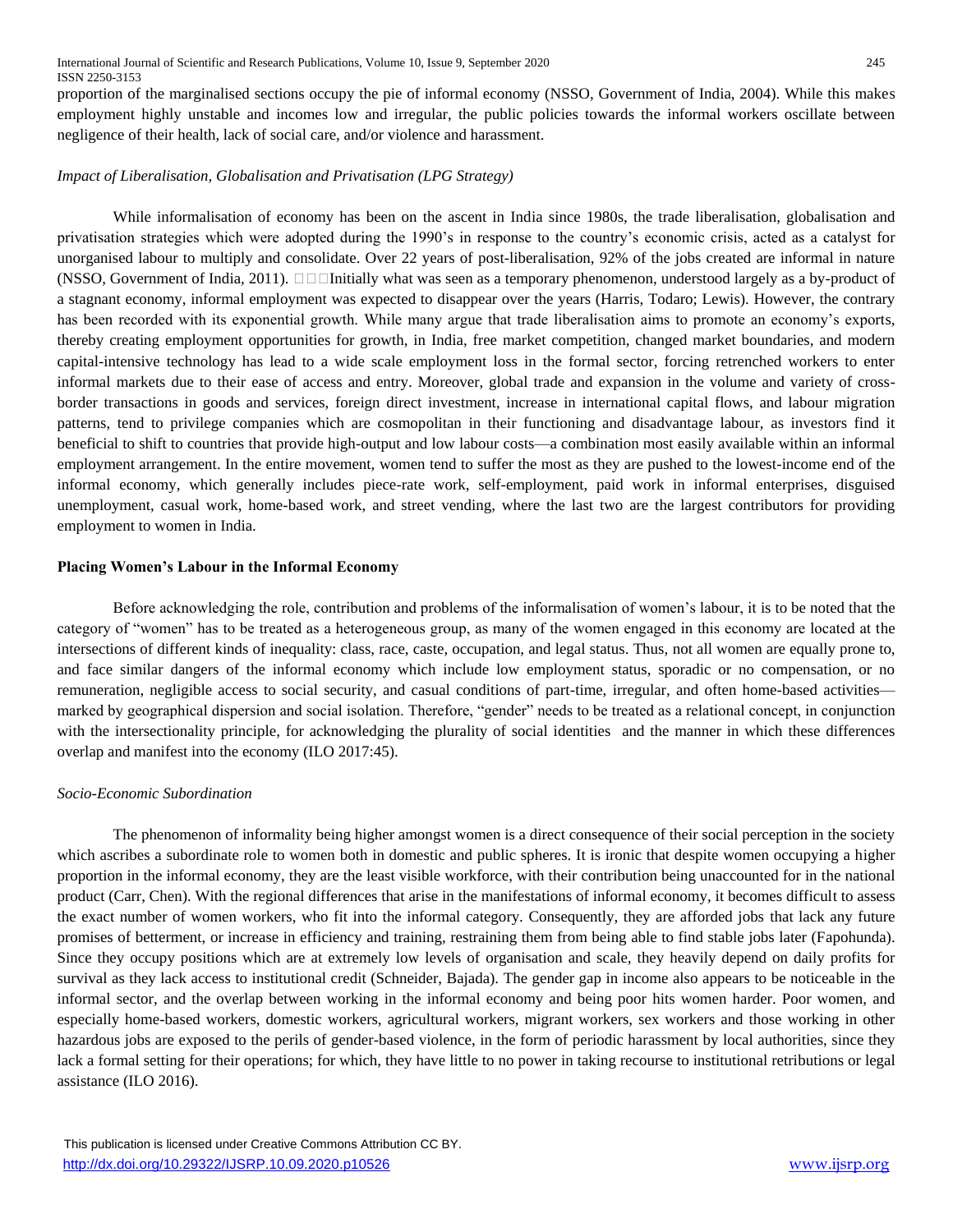proportion of the marginalised sections occupy the pie of informal economy (NSSO, Government of India, 2004). While this makes employment highly unstable and incomes low and irregular, the public policies towards the informal workers oscillate between negligence of their health, lack of social care, and/or violence and harassment.

*Impact of Liberalisation, Globalisation and Privatisation (LPG Strategy)*

While informalisation of economy has been on the ascent in India since 1980s, the trade liberalisation, globalisation and privatisation strategies which were adopted during the 1990's in response to the country's economic crisis, acted as a catalyst for unorganised labour to multiply and consolidate. Over 22 years of post-liberalisation, 92% of the jobs created are informal in nature (NSSO, Government of India, 2011). Initially what was seen as a temporary phenomenon, understood largely as a by-product of a stagnant economy, informal employment was expected to disappear over the years (Harris, Todaro; Lewis). However, the contrary has been recorded with its exponential growth. While many argue that trade liberalisation aims to promote an economy's exports, thereby creating employment opportunities for growth, in India, free market competition, changed market boundaries, and modern capital-intensive technology has lead to a wide scale employment loss in the formal sector, forcing retrenched workers to enter informal markets due to their ease of access and entry. Moreover, global trade and expansion in the volume and variety of cross-border transactions in goods and services, foreign direct investment, increase in international capital flows, and labour migration patterns, tend to privilege companies which are cosmopolitan in their functioning and disadvantage labour, as investors find it beneficial to shift to countries that provide high-output and low labour costs—a combination most easily available within an informal employment arrangement. In the entire movement, women tend to suffer the most as they are pushed to the lowest-income end of the informal economy, which generally includes piece-rate work, self-employment, paid work in informal enterprises, disguised unemployment, casual work, home-based work, and street vending, where the last two are the largest contributors for providing employment to women in India.

**Placing Women's Labour in the Informal Economy**

Before acknowledging the role, contribution and problems of the informalisation of women's labour, it is to be noted that the category of "women" has to be treated as a heterogeneous group, as many of the women engaged in this economy are located at the intersections of different kinds of inequality: class, race, caste, occupation, and legal status. Thus, not all women are equally prone to, and face similar dangers of the informal economy which include low employment status, sporadic or no compensation, or no remuneration, negligible access to social security, and casual conditions of part-time, irregular, and often home-based activities—marked by geographical dispersion and social isolation. Therefore, "gender" needs to be treated as a relational concept, in conjunction with the intersectionality principle, for acknowledging the plurality of social identities and the manner in which these differences overlap and manifest into the economy (ILO 2017:45).

*Socio-Economic Subordination*

The phenomenon of informality being higher amongst women is a direct consequence of their social perception in the society which ascribes a subordinate role to women both in domestic and public spheres. It is ironic that despite women occupying a higher proportion in the informal economy, they are the least visible workforce, with their contribution being unaccounted for in the national product (Carr, Chen). With the regional differences that arise in the manifestations of informal economy, it becomes difficult to assess the exact number of women workers, who fit into the informal category. Consequently, they are afforded jobs that lack any future promises of betterment, or increase in efficiency and training, restraining them from being able to find stable jobs later (Fapohunda). Since they occupy positions which are at extremely low levels of organisation and scale, they heavily depend on daily profits for survival as they lack access to institutional credit (Schneider, Bajada). The gender gap in income also appears to be noticeable in the informal sector, and the overlap between working in the informal economy and being poor hits women harder. Poor women, and especially home-based workers, domestic workers, agricultural workers, migrant workers, sex workers and those working in other hazardous jobs are exposed to the perils of gender-based violence, in the form of periodic harassment by local authorities, since they lack a formal setting for their operations; for which, they have little to no power in taking recourse to institutional retributions or legal assistance (ILO 2016).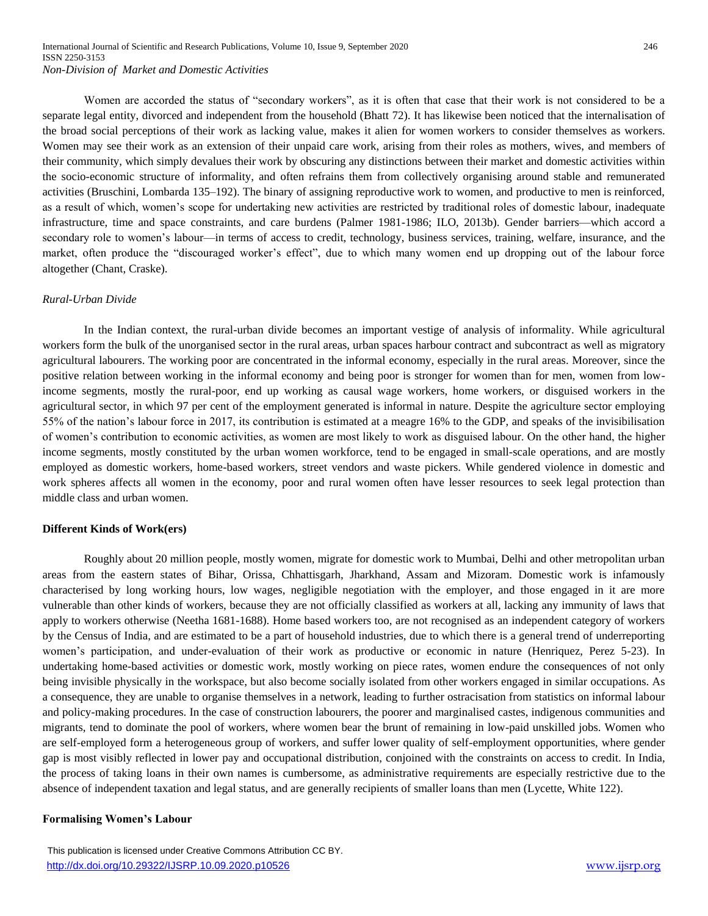*Non-Division of Market and Domestic Activities*

Women are accorded the status of "secondary workers", as it is often that case that their work is not considered to be a separate legal entity, divorced and independent from the household (Bhatt 72). It has likewise been noticed that the internalisation of the broad social perceptions of their work as lacking value, makes it alien for women workers to consider themselves as workers. Women may see their work as an extension of their unpaid care work, arising from their roles as mothers, wives, and members of their community, which simply devalues their work by obscuring any distinctions between their market and domestic activities within the socio-economic structure of informality, and often refrains them from collectively organising around stable and remunerated activities (Bruschini, Lombarda 135–192). The binary of assigning reproductive work to women, and productive to men is reinforced, as a result of which, women's scope for undertaking new activities are restricted by traditional roles of domestic labour, inadequate infrastructure, time and space constraints, and care burdens (Palmer 1981-1986; ILO, 2013b). Gender barriers—which accord a secondary role to women's labour—in terms of access to credit, technology, business services, training, welfare, insurance, and the market, often produce the "discouraged worker's effect", due to which many women end up dropping out of the labour force altogether (Chant, Craske).

*Rural-Urban Divide*

In the Indian context, the rural-urban divide becomes an important vestige of analysis of informality. While agricultural workers form the bulk of the unorganised sector in the rural areas, urban spaces harbour contract and subcontract as well as migratory agricultural labourers. The working poor are concentrated in the informal economy, especially in the rural areas. Moreover, since the positive relation between working in the informal economy and being poor is stronger for women than for men, women from low-income segments, mostly the rural-poor, end up working as causal wage workers, home workers, or disguised workers in the agricultural sector, in which 97 per cent of the employment generated is informal in nature. Despite the agriculture sector employing 55% of the nation's labour force in 2017, its contribution is estimated at a meagre 16% to the GDP, and speaks of the invisibilisation of women's contribution to economic activities, as women are most likely to work as disguised labour. On the other hand, the higher income segments, mostly constituted by the urban women workforce, tend to be engaged in small-scale operations, and are mostly employed as domestic workers, home-based workers, street vendors and waste pickers. While gendered violence in domestic and work spheres affects all women in the economy, poor and rural women often have lesser resources to seek legal protection than middle class and urban women.

**Different Kinds of Work(ers)**

Roughly about 20 million people, mostly women, migrate for domestic work to Mumbai, Delhi and other metropolitan urban areas from the eastern states of Bihar, Orissa, Chhattisgarh, Jharkhand, Assam and Mizoram. Domestic work is infamously characterised by long working hours, low wages, negligible negotiation with the employer, and those engaged in it are more vulnerable than other kinds of workers, because they are not officially classified as workers at all, lacking any immunity of laws that apply to workers otherwise (Neetha 1681-1688). Home based workers too, are not recognised as an independent category of workers by the Census of India, and are estimated to be a part of household industries, due to which there is a general trend of underreporting women's participation, and under-evaluation of their work as productive or economic in nature (Henriquez, Perez 5-23). In undertaking home-based activities or domestic work, mostly working on piece rates, women endure the consequences of not only being invisible physically in the workspace, but also become socially isolated from other workers engaged in similar occupations. As a consequence, they are unable to organise themselves in a network, leading to further ostracisation from statistics on informal labour and policy-making procedures. In the case of construction labourers, the poorer and marginalised castes, indigenous communities and migrants, tend to dominate the pool of workers, where women bear the brunt of remaining in low-paid unskilled jobs. Women who are self-employed form a heterogeneous group of workers, and suffer lower quality of self-employment opportunities, where gender gap is most visibly reflected in lower pay and occupational distribution, conjoined with the constraints on access to credit. In India, the process of taking loans in their own names is cumbersome, as administrative requirements are especially restrictive due to the absence of independent taxation and legal status, and are generally recipients of smaller loans than men (Lycette, White 122).

**Formalising Women's Labour**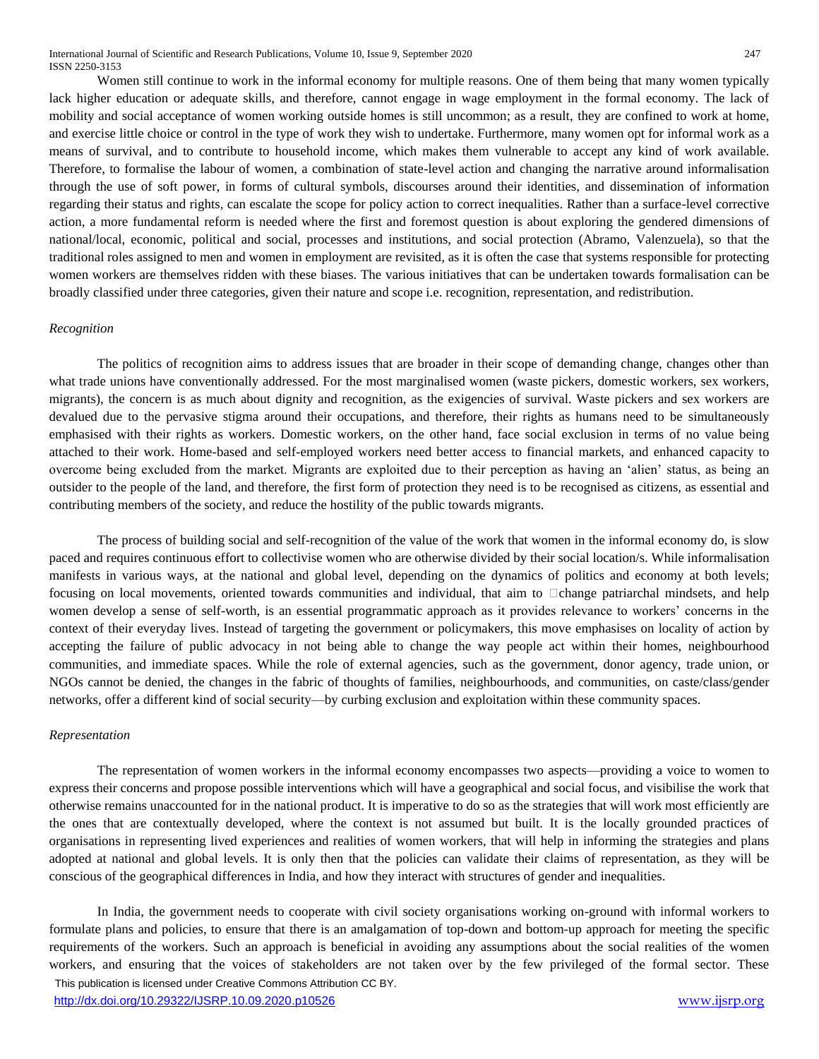Women still continue to work in the informal economy for multiple reasons. One of them being that many women typically lack higher education or adequate skills, and therefore, cannot engage in wage employment in the formal economy. The lack of mobility and social acceptance of women working outside homes is still uncommon; as a result, they are confined to work at home, and exercise little choice or control in the type of work they wish to undertake. Furthermore, many women opt for informal work as a means of survival, and to contribute to household income, which makes them vulnerable to accept any kind of work available. Therefore, to formalise the labour of women, a combination of state-level action and changing the narrative around informalisation through the use of soft power, in forms of cultural symbols, discourses around their identities, and dissemination of information regarding their status and rights, can escalate the scope for policy action to correct inequalities. Rather than a surface-level corrective action, a more fundamental reform is needed where the first and foremost question is about exploring the gendered dimensions of national/local, economic, political and social, processes and institutions, and social protection (Abramo, Valenzuela), so that the traditional roles assigned to men and women in employment are revisited, as it is often the case that systems responsible for protecting women workers are themselves ridden with these biases. The various initiatives that can be undertaken towards formalisation can be broadly classified under three categories, given their nature and scope i.e. recognition, representation, and redistribution.

*Recognition*

The politics of recognition aims to address issues that are broader in their scope of demanding change, changes other than what trade unions have conventionally addressed. For the most marginalised women (waste pickers, domestic workers, sex workers, migrants), the concern is as much about dignity and recognition, as the exigencies of survival. Waste pickers and sex workers are devalued due to the pervasive stigma around their occupations, and therefore, their rights as humans need to be simultaneously emphasised with their rights as workers. Domestic workers, on the other hand, face social exclusion in terms of no value being attached to their work. Home-based and self-employed workers need better access to financial markets, and enhanced capacity to overcome being excluded from the market. Migrants are exploited due to their perception as having an 'alien' status, as being an outsider to the people of the land, and therefore, the first form of protection they need is to be recognised as citizens, as essential and contributing members of the society, and reduce the hostility of the public towards migrants.

The process of building social and self-recognition of the value of the work that women in the informal economy do, is slow paced and requires continuous effort to collectivise women who are otherwise divided by their social location/s. While informalisation manifests in various ways, at the national and global level, depending on the dynamics of politics and economy at both levels; focusing on local movements, oriented towards communities and individual, that aim to change patriarchal mindsets, and help women develop a sense of self-worth, is an essential programmatic approach as it provides relevance to workers' concerns in the context of their everyday lives. Instead of targeting the government or policymakers, this move emphasises on locality of action by accepting the failure of public advocacy in not being able to change the way people act within their homes, neighbourhood communities, and immediate spaces. While the role of external agencies, such as the government, donor agency, trade union, or NGOs cannot be denied, the changes in the fabric of thoughts of families, neighbourhoods, and communities, on caste/class/gender networks, offer a different kind of social security—by curbing exclusion and exploitation within these community spaces.

*Representation*

The representation of women workers in the informal economy encompasses two aspects—providing a voice to women to express their concerns and propose possible interventions which will have a geographical and social focus, and visibilise the work that otherwise remains unaccounted for in the national product. It is imperative to do so as the strategies that will work most efficiently are the ones that are contextually developed, where the context is not assumed but built. It is the locally grounded practices of organisations in representing lived experiences and realities of women workers, that will help in informing the strategies and plans adopted at national and global levels. It is only then that the policies can validate their claims of representation, as they will be conscious of the geographical differences in India, and how they interact with structures of gender and inequalities.

In India, the government needs to cooperate with civil society organisations working on-ground with informal workers to formulate plans and policies, to ensure that there is an amalgamation of top-down and bottom-up approach for meeting the specific requirements of the workers. Such an approach is beneficial in avoiding any assumptions about the social realities of the women workers, and ensuring that the voices of stakeholders are not taken over by the few privileged of the formal sector. These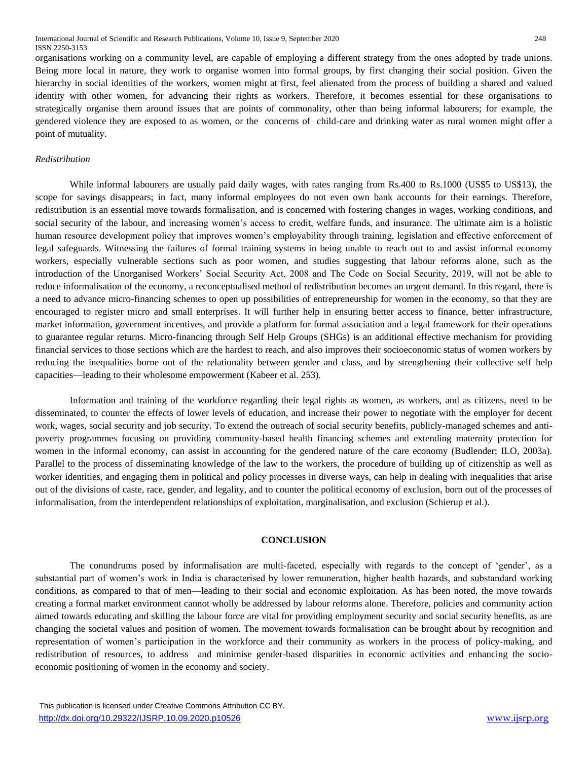organisations working on a community level, are capable of employing a different strategy from the ones adopted by trade unions. Being more local in nature, they work to organise women into formal groups, by first changing their social position. Given the hierarchy in social identities of the workers, women might at first, feel alienated from the process of building a shared and valued identity with other women, for advancing their rights as workers. Therefore, it becomes essential for these organisations to strategically organise them around issues that are points of commonality, other than being informal labourers; for example, the gendered violence they are exposed to as women, or the concerns of child-care and drinking water as rural women might offer a point of mutuality.

*Redistribution*

While informal labourers are usually paid daily wages, with rates ranging from Rs.400 to Rs.1000 (US$5 to US$13), the scope for savings disappears; in fact, many informal employees do not even own bank accounts for their earnings. Therefore, redistribution is an essential move towards formalisation, and is concerned with fostering changes in wages, working conditions, and social security of the labour, and increasing women's access to credit, welfare funds, and insurance. The ultimate aim is a holistic human resource development policy that improves women's employability through training, legislation and effective enforcement of legal safeguards. Witnessing the failures of formal training systems in being unable to reach out to and assist informal economy workers, especially vulnerable sections such as poor women, and studies suggesting that labour reforms alone, such as the introduction of the Unorganised Workers' Social Security Act, 2008 and The Code on Social Security, 2019, will not be able to reduce informalisation of the economy, a reconceptualised method of redistribution becomes an urgent demand. In this regard, there is a need to advance micro-financing schemes to open up possibilities of entrepreneurship for women in the economy, so that they are encouraged to register micro and small enterprises. It will further help in ensuring better access to finance, better infrastructure, market information, government incentives, and provide a platform for formal association and a legal framework for their operations to guarantee regular returns. Micro-financing through Self Help Groups (SHGs) is an additional effective mechanism for providing financial services to those sections which are the hardest to reach, and also improves their socioeconomic status of women workers by reducing the inequalities borne out of the relationality between gender and class, and by strengthening their collective self help capacities—leading to their wholesome empowerment (Kabeer et al. 253).

Information and training of the workforce regarding their legal rights as women, as workers, and as citizens, need to be disseminated, to counter the effects of lower levels of education, and increase their power to negotiate with the employer for decent work, wages, social security and job security. To extend the outreach of social security benefits, publicly-managed schemes and anti-poverty programmes focusing on providing community-based health financing schemes and extending maternity protection for women in the informal economy, can assist in accounting for the gendered nature of the care economy (Budlender; ILO, 2003a). Parallel to the process of disseminating knowledge of the law to the workers, the procedure of building up of citizenship as well as worker identities, and engaging them in political and policy processes in diverse ways, can help in dealing with inequalities that arise out of the divisions of caste, race, gender, and legality, and to counter the political economy of exclusion, born out of the processes of informalisation, from the interdependent relationships of exploitation, marginalisation, and exclusion (Schierup et al.).

## CONCLUSION

The conundrums posed by informalisation are multi-faceted, especially with regards to the concept of 'gender', as a substantial part of women's work in India is characterised by lower remuneration, higher health hazards, and substandard working conditions, as compared to that of men—leading to their social and economic exploitation. As has been noted, the move towards creating a formal market environment cannot wholly be addressed by labour reforms alone. Therefore, policies and community action aimed towards educating and skilling the labour force are vital for providing employment security and social security benefits, as are changing the societal values and position of women. The movement towards formalisation can be brought about by recognition and representation of women's participation in the workforce and their community as workers in the process of policy-making, and redistribution of resources, to address and minimise gender-based disparities in economic activities and enhancing the socio-economic positioning of women in the economy and society.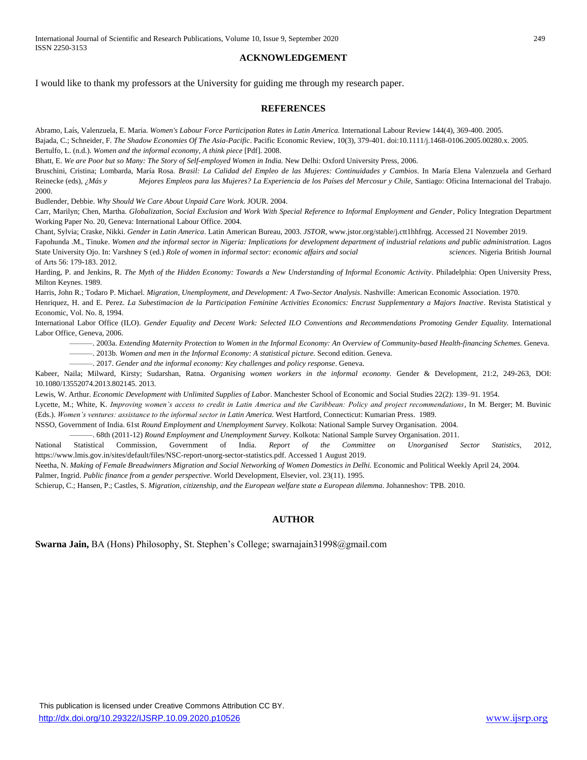## ACKNOWLEDGEMENT

I would like to thank my professors at the University for guiding me through my research paper.

## REFERENCES

Abramo, Laís, Valenzuela, E. Maria. *Women's Labour Force Participation Rates in Latin America.* International Labour Review 144(4), 369-400. 2005.

Bajada, C.; Schneider, F. *The Shadow Economies Of The Asia-Pacific*. Pacific Economic Review, 10(3), 379-401. doi:10.1111/j.1468-0106.2005.00280.x. 2005.

Bertulfo, L. (n.d.). *Women and the informal economy, A think piece* [Pdf]. 2008.

Bhatt, E. *We are Poor but so Many: The Story of Self-employed Women in India.* New Delhi: Oxford University Press, 2006.

Bruschini, Cristina; Lombarda, María Rosa. *Brasil: La Calidad del Empleo de las Mujeres: Continuidades y Cambios*. In María Elena Valenzuela and Gerhard Reinecke (eds), *¿Más y Mejores Empleos para las Mujeres? La Experiencia de los Países del Mercosur y Chile*, Santiago: Oficina Internacional del Trabajo. 2000.

Budlender, Debbie. *Why Should We Care About Unpaid Care Work.* JOUR. 2004.

Carr, Marilyn; Chen, Martha. *Globalization, Social Exclusion and Work With Special Reference to Informal Employment and Gender*, Policy Integration Department Working Paper No. 20, Geneva: International Labour Office. 2004.

Chant, Sylvia; Craske, Nikki. *Gender in Latin America*. Latin American Bureau, 2003. *JSTOR*, www.jstor.org/stable/j.ctt1hhfrqg. Accessed 21 November 2019.

Fapohunda .M., Tinuke. *Women and the informal sector in Nigeria: Implications for development department of industrial relations and public administration.* Lagos State University Ojo. In: Varshney S (ed.) *Role of women in informal sector: economic affairs and social sciences*. Nigeria British Journal of Arts 56: 179-183. 2012.

Harding, P. and Jenkins, R. *The Myth of the Hidden Economy: Towards a New Understanding of Informal Economic Activity*. Philadelphia: Open University Press, Milton Keynes. 1989.

Harris, John R.; Todaro P. Michael. *Migration, Unemployment, and Development: A Two-Sector Analysis*. Nashville: American Economic Association. 1970.

Henriquez, H. and E. Perez. *La Subestimacion de la Participation Feminine Activities Economics: Encrust Supplementary a Majors Inactive*. Revista Statistical y Economic, Vol. No. 8, 1994.

International Labor Office (ILO). *Gender Equality and Decent Work: Selected ILO Conventions and Recommendations Promoting Gender Equality.* International Labor Office, Geneva, 2006.

———. 2003a. *Extending Maternity Protection to Women in the Informal Economy: An Overview of Community-based Health-financing Schemes.* Geneva.

———. 2013b. *Women and men in the Informal Economy: A statistical picture.* Second edition. Geneva.

———. 2017. *Gender and the informal economy: Key challenges and policy response*. Geneva.

Kabeer, Naila; Milward, Kirsty; Sudarshan, Ratna. *Organising women workers in the informal economy.* Gender & Development, 21:2, 249-263, DOI: 10.1080/13552074.2013.802145. 2013.

Lewis, W. Arthur. *Economic Development with Unlimited Supplies of Labor*. Manchester School of Economic and Social Studies 22(2): 139–91. 1954.

Lycette, M.; White, K. *Improving women's access to credit in Latin America and the Caribbean: Policy and project recommendations*, In M. Berger; M. Buvinic (Eds.). *Women's ventures: assistance to the informal sector in Latin America*. West Hartford, Connecticut: Kumarian Press. 1989.

NSSO, Government of India. 61st *Round Employment and Unemployment Survey*. Kolkota: National Sample Survey Organisation. 2004.

———. 68th (2011-12) *Round Employment and Unemployment Survey*. Kolkota: National Sample Survey Organisation. 2011.

National Statistical Commission, Government of India. *Report of the Committee on Unorganised Sector Statistics,* 2012, https://www.lmis.gov.in/sites/default/files/NSC-report-unorg-sector-statistics.pdf. Accessed 1 August 2019.

Neetha, N. *Making of Female Breadwinners Migration and Social Networking of Women Domestics in Delhi.* Economic and Political Weekly April 24, 2004.

Palmer, Ingrid. *Public finance from a gender perspective*. World Development, Elsevier, vol. 23(11). 1995.

Schierup, C.; Hansen, P.; Castles, S. *Migration, citizenship, and the European welfare state a European dilemma*. Johanneshov: TPB. 2010.

## AUTHOR

**Swarna Jain,** BA (Hons) Philosophy, St. Stephen's College; swarnajain31998@gmail.com